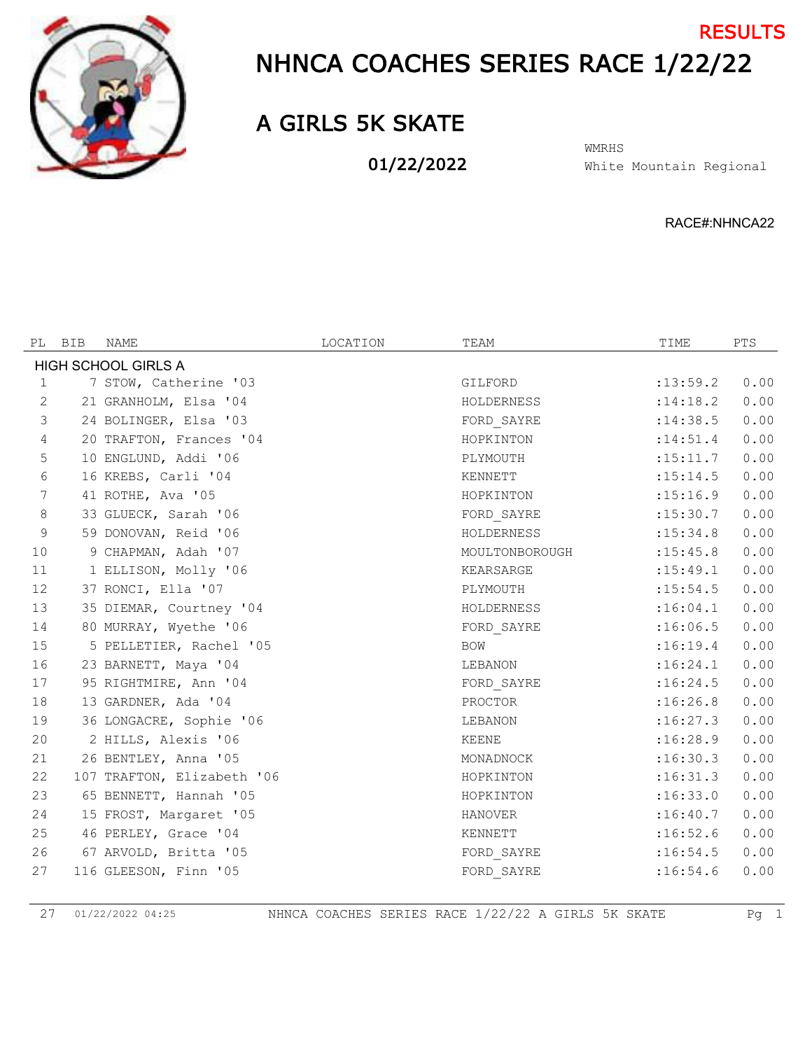RESULTS

# NHNCA COACHES SERIES RACE 1/22/22

## A GIRLS 5K SKATE

01/22/2022

WMRHS
White Mountain Regional

RACE#:NHNCA22

| PL | BIB | NAME | LOCATION | TEAM | TIME | PTS |
|---|---|---|---|---|---|---|
| HIGH SCHOOL GIRLS A | | | | | | |
| 1 | 7 | STOW, Catherine '03 | | GILFORD | :13:59.2 | 0.00 |
| 2 | 21 | GRANHOLM, Elsa '04 | | HOLDERNESS | :14:18.2 | 0.00 |
| 3 | 24 | BOLINGER, Elsa '03 | | FORD_SAYRE | :14:38.5 | 0.00 |
| 4 | 20 | TRAFTON, Frances '04 | | HOPKINTON | :14:51.4 | 0.00 |
| 5 | 10 | ENGLUND, Addi '06 | | PLYMOUTH | :15:11.7 | 0.00 |
| 6 | 16 | KREBS, Carli '04 | | KENNETT | :15:14.5 | 0.00 |
| 7 | 41 | ROTHE, Ava '05 | | HOPKINTON | :15:16.9 | 0.00 |
| 8 | 33 | GLUECK, Sarah '06 | | FORD_SAYRE | :15:30.7 | 0.00 |
| 9 | 59 | DONOVAN, Reid '06 | | HOLDERNESS | :15:34.8 | 0.00 |
| 10 | 9 | CHAPMAN, Adah '07 | | MOULTONBOROUGH | :15:45.8 | 0.00 |
| 11 | 1 | ELLISON, Molly '06 | | KEARSARGE | :15:49.1 | 0.00 |
| 12 | 37 | RONCI, Ella '07 | | PLYMOUTH | :15:54.5 | 0.00 |
| 13 | 35 | DIEMAR, Courtney '04 | | HOLDERNESS | :16:04.1 | 0.00 |
| 14 | 80 | MURRAY, Wyethe '06 | | FORD_SAYRE | :16:06.5 | 0.00 |
| 15 | 5 | PELLETIER, Rachel '05 | | BOW | :16:19.4 | 0.00 |
| 16 | 23 | BARNETT, Maya '04 | | LEBANON | :16:24.1 | 0.00 |
| 17 | 95 | RIGHTMIRE, Ann '04 | | FORD_SAYRE | :16:24.5 | 0.00 |
| 18 | 13 | GARDNER, Ada '04 | | PROCTOR | :16:26.8 | 0.00 |
| 19 | 36 | LONGACRE, Sophie '06 | | LEBANON | :16:27.3 | 0.00 |
| 20 | 2 | HILLS, Alexis '06 | | KEENE | :16:28.9 | 0.00 |
| 21 | 26 | BENTLEY, Anna '05 | | MONADNOCK | :16:30.3 | 0.00 |
| 22 | 107 | TRAFTON, Elizabeth '06 | | HOPKINTON | :16:31.3 | 0.00 |
| 23 | 65 | BENNETT, Hannah '05 | | HOPKINTON | :16:33.0 | 0.00 |
| 24 | 15 | FROST, Margaret '05 | | HANOVER | :16:40.7 | 0.00 |
| 25 | 46 | PERLEY, Grace '04 | | KENNETT | :16:52.6 | 0.00 |
| 26 | 67 | ARVOLD, Britta '05 | | FORD_SAYRE | :16:54.5 | 0.00 |
| 27 | 116 | GLEESON, Finn '05 | | FORD_SAYRE | :16:54.6 | 0.00 |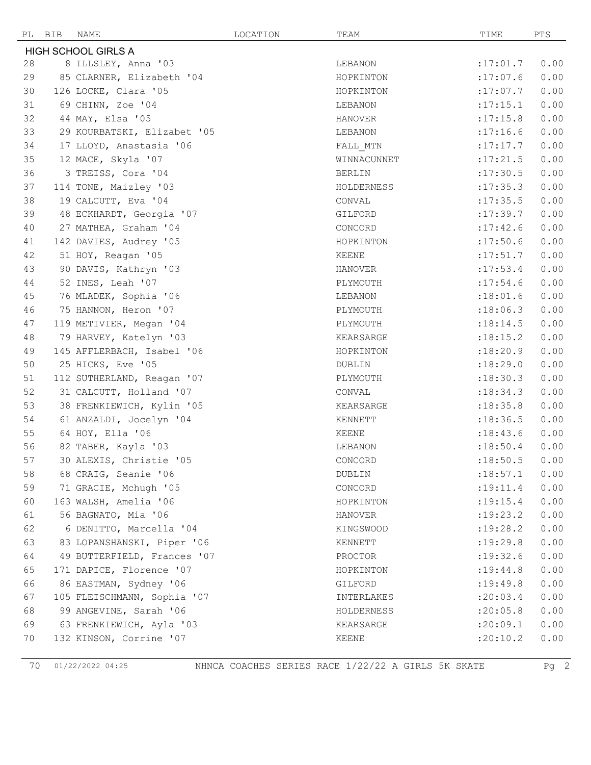| PL | BIB | NAME | LOCATION | TEAM | TIME | PTS |
|---|---|---|---|---|---|---|
| HIGH SCHOOL GIRLS A | | | | | | |
| 28 | 8 | ILLSLEY, Anna '03 | | LEBANON | :17:01.7 | 0.00 |
| 29 | 85 | CLARNER, Elizabeth '04 | | HOPKINTON | :17:07.6 | 0.00 |
| 30 | 126 | LOCKE, Clara '05 | | HOPKINTON | :17:07.7 | 0.00 |
| 31 | 69 | CHINN, Zoe '04 | | LEBANON | :17:15.1 | 0.00 |
| 32 | 44 | MAY, Elsa '05 | | HANOVER | :17:15.8 | 0.00 |
| 33 | 29 | KOURBATSKI, Elizabet '05 | | LEBANON | :17:16.6 | 0.00 |
| 34 | 17 | LLOYD, Anastasia '06 | | FALL_MTN | :17:17.7 | 0.00 |
| 35 | 12 | MACE, Skyla '07 | | WINNACUNNET | :17:21.5 | 0.00 |
| 36 | 3 | TREISS, Cora '04 | | BERLIN | :17:30.5 | 0.00 |
| 37 | 114 | TONE, Maizley '03 | | HOLDERNESS | :17:35.3 | 0.00 |
| 38 | 19 | CALCUTT, Eva '04 | | CONVAL | :17:35.5 | 0.00 |
| 39 | 48 | ECKHARDT, Georgia '07 | | GILFORD | :17:39.7 | 0.00 |
| 40 | 27 | MATHEA, Graham '04 | | CONCORD | :17:42.6 | 0.00 |
| 41 | 142 | DAVIES, Audrey '05 | | HOPKINTON | :17:50.6 | 0.00 |
| 42 | 51 | HOY, Reagan '05 | | KEENE | :17:51.7 | 0.00 |
| 43 | 90 | DAVIS, Kathryn '03 | | HANOVER | :17:53.4 | 0.00 |
| 44 | 52 | INES, Leah '07 | | PLYMOUTH | :17:54.6 | 0.00 |
| 45 | 76 | MLADEK, Sophia '06 | | LEBANON | :18:01.6 | 0.00 |
| 46 | 75 | HANNON, Heron '07 | | PLYMOUTH | :18:06.3 | 0.00 |
| 47 | 119 | METIVIER, Megan '04 | | PLYMOUTH | :18:14.5 | 0.00 |
| 48 | 79 | HARVEY, Katelyn '03 | | KEARSARGE | :18:15.2 | 0.00 |
| 49 | 145 | AFFLERBACH, Isabel '06 | | HOPKINTON | :18:20.9 | 0.00 |
| 50 | 25 | HICKS, Eve '05 | | DUBLIN | :18:29.0 | 0.00 |
| 51 | 112 | SUTHERLAND, Reagan '07 | | PLYMOUTH | :18:30.3 | 0.00 |
| 52 | 31 | CALCUTT, Holland '07 | | CONVAL | :18:34.3 | 0.00 |
| 53 | 38 | FRENKIEWICH, Kylin '05 | | KEARSARGE | :18:35.8 | 0.00 |
| 54 | 61 | ANZALDI, Jocelyn '04 | | KENNETT | :18:36.5 | 0.00 |
| 55 | 64 | HOY, Ella '06 | | KEENE | :18:43.6 | 0.00 |
| 56 | 82 | TABER, Kayla '03 | | LEBANON | :18:50.4 | 0.00 |
| 57 | 30 | ALEXIS, Christie '05 | | CONCORD | :18:50.5 | 0.00 |
| 58 | 68 | CRAIG, Seanie '06 | | DUBLIN | :18:57.1 | 0.00 |
| 59 | 71 | GRACIE, Mchugh '05 | | CONCORD | :19:11.4 | 0.00 |
| 60 | 163 | WALSH, Amelia '06 | | HOPKINTON | :19:15.4 | 0.00 |
| 61 | 56 | BAGNATO, Mia '06 | | HANOVER | :19:23.2 | 0.00 |
| 62 | 6 | DENITTO, Marcella '04 | | KINGSWOOD | :19:28.2 | 0.00 |
| 63 | 83 | LOPANSHANSKI, Piper '06 | | KENNETT | :19:29.8 | 0.00 |
| 64 | 49 | BUTTERFIELD, Frances '07 | | PROCTOR | :19:32.6 | 0.00 |
| 65 | 171 | DAPICE, Florence '07 | | HOPKINTON | :19:44.8 | 0.00 |
| 66 | 86 | EASTMAN, Sydney '06 | | GILFORD | :19:49.8 | 0.00 |
| 67 | 105 | FLEISCHMANN, Sophia '07 | | INTERLAKES | :20:03.4 | 0.00 |
| 68 | 99 | ANGEVINE, Sarah '06 | | HOLDERNESS | :20:05.8 | 0.00 |
| 69 | 63 | FRENKIEWICH, Ayla '03 | | KEARSARGE | :20:09.1 | 0.00 |
| 70 | 132 | KINSON, Corrine '07 | | KEENE | :20:10.2 | 0.00 |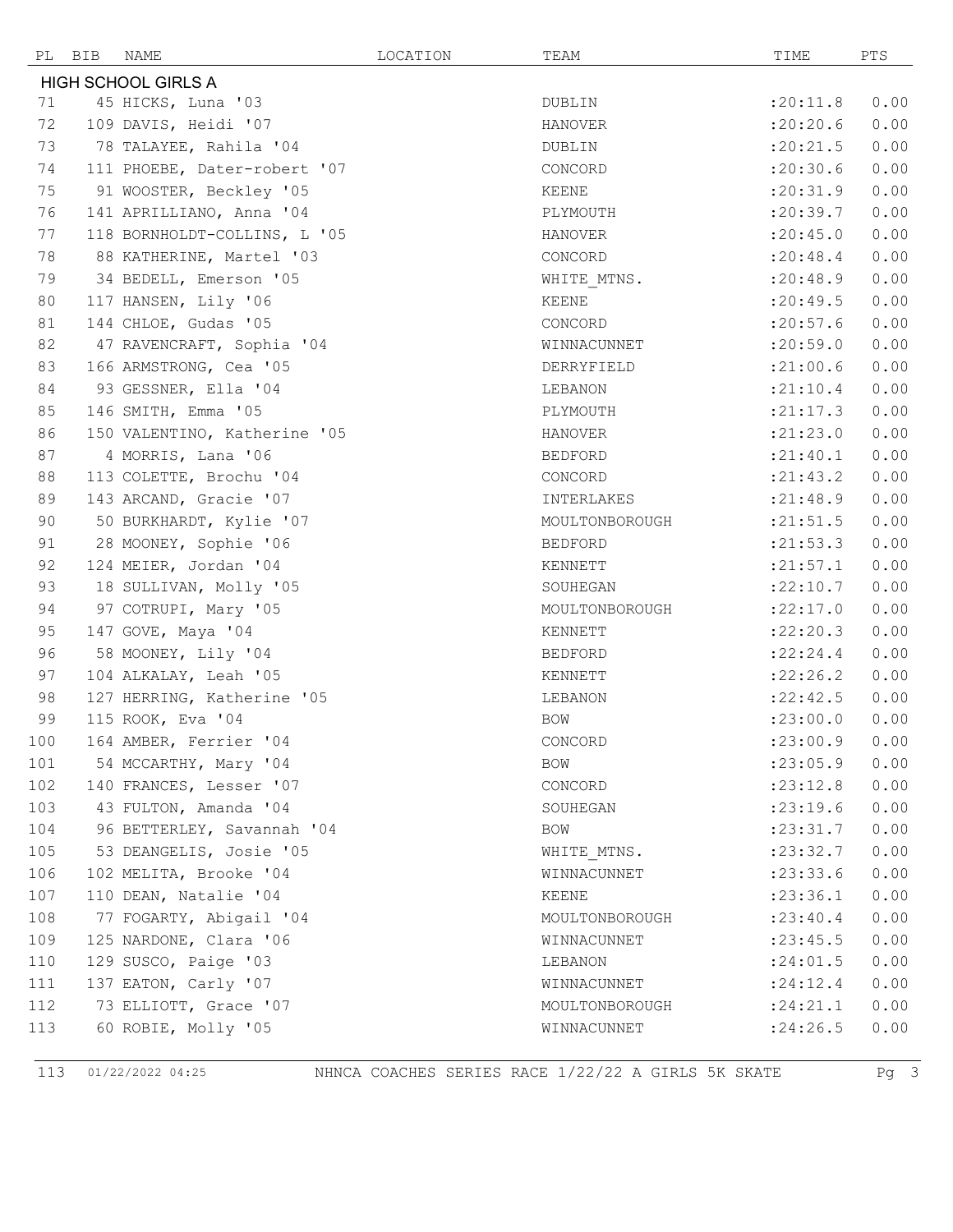| PL | BIB | NAME | LOCATION | TEAM | TIME | PTS |
|---|---|---|---|---|---|---|
| **HIGH SCHOOL GIRLS A** | | | | | | |
| 71 | 45 | HICKS, Luna '03 | | DUBLIN | :20:11.8 | 0.00 |
| 72 | 109 | DAVIS, Heidi '07 | | HANOVER | :20:20.6 | 0.00 |
| 73 | 78 | TALAYEE, Rahila '04 | | DUBLIN | :20:21.5 | 0.00 |
| 74 | 111 | PHOEBE, Dater-robert '07 | | CONCORD | :20:30.6 | 0.00 |
| 75 | 91 | WOOSTER, Beckley '05 | | KEENE | :20:31.9 | 0.00 |
| 76 | 141 | APRILLIANO, Anna '04 | | PLYMOUTH | :20:39.7 | 0.00 |
| 77 | 118 | BORNHOLDT-COLLINS, L '05 | | HANOVER | :20:45.0 | 0.00 |
| 78 | 88 | KATHERINE, Martel '03 | | CONCORD | :20:48.4 | 0.00 |
| 79 | 34 | BEDELL, Emerson '05 | | WHITE_MTNS. | :20:48.9 | 0.00 |
| 80 | 117 | HANSEN, Lily '06 | | KEENE | :20:49.5 | 0.00 |
| 81 | 144 | CHLOE, Gudas '05 | | CONCORD | :20:57.6 | 0.00 |
| 82 | 47 | RAVENCRAFT, Sophia '04 | | WINNACUNNET | :20:59.0 | 0.00 |
| 83 | 166 | ARMSTRONG, Cea '05 | | DERRYFIELD | :21:00.6 | 0.00 |
| 84 | 93 | GESSNER, Ella '04 | | LEBANON | :21:10.4 | 0.00 |
| 85 | 146 | SMITH, Emma '05 | | PLYMOUTH | :21:17.3 | 0.00 |
| 86 | 150 | VALENTINO, Katherine '05 | | HANOVER | :21:23.0 | 0.00 |
| 87 | 4 | MORRIS, Lana '06 | | BEDFORD | :21:40.1 | 0.00 |
| 88 | 113 | COLETTE, Brochu '04 | | CONCORD | :21:43.2 | 0.00 |
| 89 | 143 | ARCAND, Gracie '07 | | INTERLAKES | :21:48.9 | 0.00 |
| 90 | 50 | BURKHARDT, Kylie '07 | | MOULTONBOROUGH | :21:51.5 | 0.00 |
| 91 | 28 | MOONEY, Sophie '06 | | BEDFORD | :21:53.3 | 0.00 |
| 92 | 124 | MEIER, Jordan '04 | | KENNETT | :21:57.1 | 0.00 |
| 93 | 18 | SULLIVAN, Molly '05 | | SOUHEGAN | :22:10.7 | 0.00 |
| 94 | 97 | COTRUPI, Mary '05 | | MOULTONBOROUGH | :22:17.0 | 0.00 |
| 95 | 147 | GOVE, Maya '04 | | KENNETT | :22:20.3 | 0.00 |
| 96 | 58 | MOONEY, Lily '04 | | BEDFORD | :22:24.4 | 0.00 |
| 97 | 104 | ALKALAY, Leah '05 | | KENNETT | :22:26.2 | 0.00 |
| 98 | 127 | HERRING, Katherine '05 | | LEBANON | :22:42.5 | 0.00 |
| 99 | 115 | ROOK, Eva '04 | | BOW | :23:00.0 | 0.00 |
| 100 | 164 | AMBER, Ferrier '04 | | CONCORD | :23:00.9 | 0.00 |
| 101 | 54 | MCCARTHY, Mary '04 | | BOW | :23:05.9 | 0.00 |
| 102 | 140 | FRANCES, Lesser '07 | | CONCORD | :23:12.8 | 0.00 |
| 103 | 43 | FULTON, Amanda '04 | | SOUHEGAN | :23:19.6 | 0.00 |
| 104 | 96 | BETTERLEY, Savannah '04 | | BOW | :23:31.7 | 0.00 |
| 105 | 53 | DEANGELIS, Josie '05 | | WHITE_MTNS. | :23:32.7 | 0.00 |
| 106 | 102 | MELITA, Brooke '04 | | WINNACUNNET | :23:33.6 | 0.00 |
| 107 | 110 | DEAN, Natalie '04 | | KEENE | :23:36.1 | 0.00 |
| 108 | 77 | FOGARTY, Abigail '04 | | MOULTONBOROUGH | :23:40.4 | 0.00 |
| 109 | 125 | NARDONE, Clara '06 | | WINNACUNNET | :23:45.5 | 0.00 |
| 110 | 129 | SUSCO, Paige '03 | | LEBANON | :24:01.5 | 0.00 |
| 111 | 137 | EATON, Carly '07 | | WINNACUNNET | :24:12.4 | 0.00 |
| 112 | 73 | ELLIOTT, Grace '07 | | MOULTONBOROUGH | :24:21.1 | 0.00 |
| 113 | 60 | ROBIE, Molly '05 | | WINNACUNNET | :24:26.5 | 0.00 |

113 01/22/2022 04:25 NHNCA COACHES SERIES RACE 1/22/22 A GIRLS 5K SKATE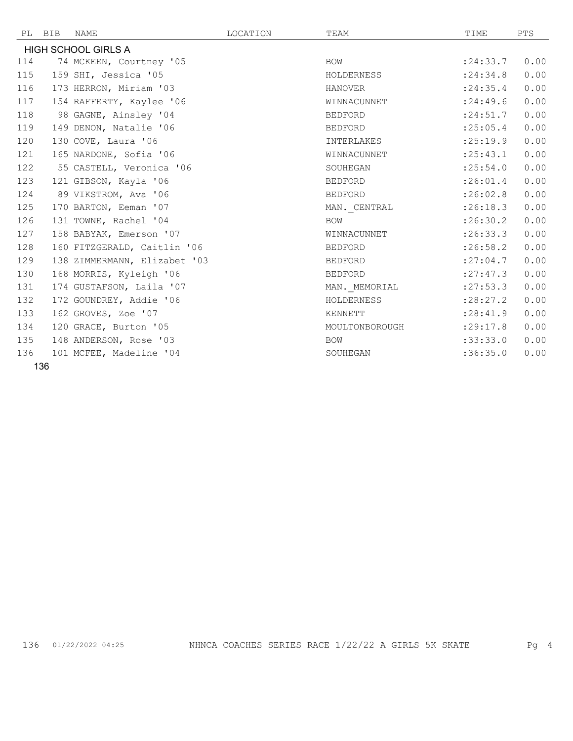| PL | BIB | NAME | LOCATION | TEAM | TIME | PTS |
|---|---|---|---|---|---|---|
| **HIGH SCHOOL GIRLS A** | | | | | | |
| 114 | 74 | MCKEEN, Courtney '05 | | BOW | :24:33.7 | 0.00 |
| 115 | 159 | SHI, Jessica '05 | | HOLDERNESS | :24:34.8 | 0.00 |
| 116 | 173 | HERRON, Miriam '03 | | HANOVER | :24:35.4 | 0.00 |
| 117 | 154 | RAFFERTY, Kaylee '06 | | WINNACUNNET | :24:49.6 | 0.00 |
| 118 | 98 | GAGNE, Ainsley '04 | | BEDFORD | :24:51.7 | 0.00 |
| 119 | 149 | DENON, Natalie '06 | | BEDFORD | :25:05.4 | 0.00 |
| 120 | 130 | COVE, Laura '06 | | INTERLAKES | :25:19.9 | 0.00 |
| 121 | 165 | NARDONE, Sofia '06 | | WINNACUNNET | :25:43.1 | 0.00 |
| 122 | 55 | CASTELL, Veronica '06 | | SOUHEGAN | :25:54.0 | 0.00 |
| 123 | 121 | GIBSON, Kayla '06 | | BEDFORD | :26:01.4 | 0.00 |
| 124 | 89 | VIKSTROM, Ava '06 | | BEDFORD | :26:02.8 | 0.00 |
| 125 | 170 | BARTON, Eeman '07 | | MAN._CENTRAL | :26:18.3 | 0.00 |
| 126 | 131 | TOWNE, Rachel '04 | | BOW | :26:30.2 | 0.00 |
| 127 | 158 | BABYAK, Emerson '07 | | WINNACUNNET | :26:33.3 | 0.00 |
| 128 | 160 | FITZGERALD, Caitlin '06 | | BEDFORD | :26:58.2 | 0.00 |
| 129 | 138 | ZIMMERMANN, Elizabet '03 | | BEDFORD | :27:04.7 | 0.00 |
| 130 | 168 | MORRIS, Kyleigh '06 | | BEDFORD | :27:47.3 | 0.00 |
| 131 | 174 | GUSTAFSON, Laila '07 | | MAN._MEMORIAL | :27:53.3 | 0.00 |
| 132 | 172 | GOUNDREY, Addie '06 | | HOLDERNESS | :28:27.2 | 0.00 |
| 133 | 162 | GROVES, Zoe '07 | | KENNETT | :28:41.9 | 0.00 |
| 134 | 120 | GRACE, Burton '05 | | MOULTONBOROUGH | :29:17.8 | 0.00 |
| 135 | 148 | ANDERSON, Rose '03 | | BOW | :33:33.0 | 0.00 |
| 136 | 101 | MCFEE, Madeline '04 | | SOUHEGAN | :36:35.0 | 0.00 |

136